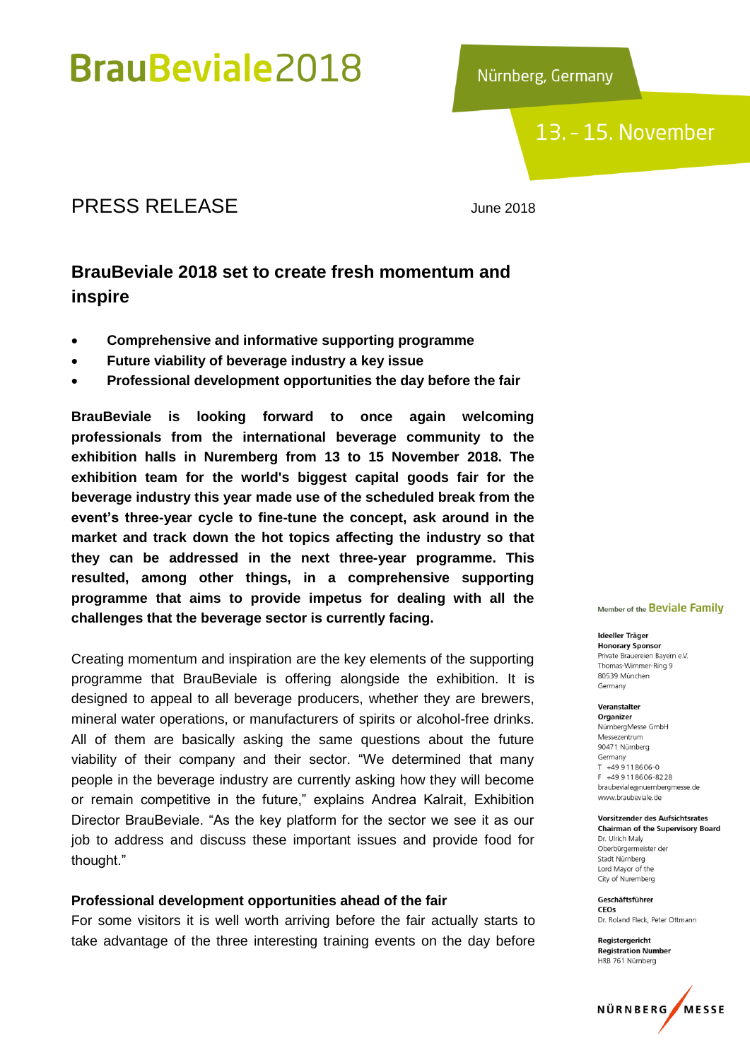# BrauBeviale2018

Nürnberg, Germany

13. – 15. November

## PRESS RELEASE

June 2018

## BrauBeviale 2018 set to create fresh momentum and inspire

- **Comprehensive and informative supporting programme**
- **Future viability of beverage industry a key issue**
- **Professional development opportunities the day before the fair**

**BrauBeviale is looking forward to once again welcoming professionals from the international beverage community to the exhibition halls in Nuremberg from 13 to 15 November 2018. The exhibition team for the world's biggest capital goods fair for the beverage industry this year made use of the scheduled break from the event's three-year cycle to fine-tune the concept, ask around in the market and track down the hot topics affecting the industry so that they can be addressed in the next three-year programme. This resulted, among other things, in a comprehensive supporting programme that aims to provide impetus for dealing with all the challenges that the beverage sector is currently facing.**

Creating momentum and inspiration are the key elements of the supporting programme that BrauBeviale is offering alongside the exhibition. It is designed to appeal to all beverage producers, whether they are brewers, mineral water operations, or manufacturers of spirits or alcohol-free drinks. All of them are basically asking the same questions about the future viability of their company and their sector. "We determined that many people in the beverage industry are currently asking how they will become or remain competitive in the future," explains Andrea Kalrait, Exhibition Director BrauBeviale. "As the key platform for the sector we see it as our job to address and discuss these important issues and provide food for thought."

### Professional development opportunities ahead of the fair

For some visitors it is well worth arriving before the fair actually starts to take advantage of the three interesting training events on the day before

Member of the Beviale Family

**Ideeller Träger**
**Honorary Sponsor**
Private Brauereien Bayern e.V.
Thomas-Wimmer-Ring 9
80539 München
Germany

**Veranstalter**
**Organizer**
NürnbergMesse GmbH
Messezentrum
90471 Nürnberg
Germany
T +49 9 11 86 06-0
F +49 9 11 86 06-82 28
braubeviale@nuernbergmesse.de
www.braubeviale.de

**Vorsitzender des Aufsichtsrates**
**Chairman of the Supervisory Board**
Dr. Ulrich Maly
Oberbürgermeister der
Stadt Nürnberg
Lord Mayor of the
City of Nuremberg

**Geschäftsführer**
**CEOs**
Dr. Roland Fleck, Peter Ottmann

**Registergericht**
**Registration Number**
HRB 761 Nürnberg

NÜRNBERG MESSE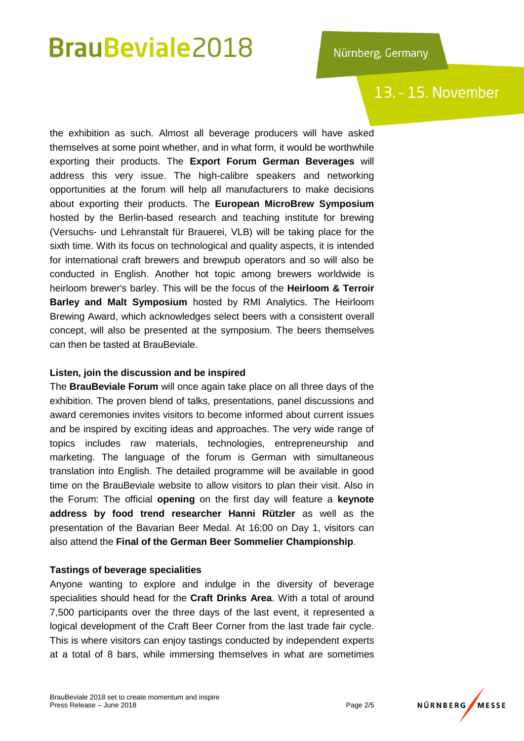the exhibition as such. Almost all beverage producers will have asked themselves at some point whether, and in what form, it would be worthwhile exporting their products. The **Export Forum German Beverages** will address this very issue. The high-calibre speakers and networking opportunities at the forum will help all manufacturers to make decisions about exporting their products. The **European MicroBrew Symposium** hosted by the Berlin-based research and teaching institute for brewing (Versuchs- und Lehranstalt für Brauerei, VLB) will be taking place for the sixth time. With its focus on technological and quality aspects, it is intended for international craft brewers and brewpub operators and so will also be conducted in English. Another hot topic among brewers worldwide is heirloom brewer's barley. This will be the focus of the **Heirloom & Terroir Barley and Malt Symposium** hosted by RMI Analytics. The Heirloom Brewing Award, which acknowledges select beers with a consistent overall concept, will also be presented at the symposium. The beers themselves can then be tasted at BrauBeviale.

**Listen, join the discussion and be inspired**

The **BrauBeviale Forum** will once again take place on all three days of the exhibition. The proven blend of talks, presentations, panel discussions and award ceremonies invites visitors to become informed about current issues and be inspired by exciting ideas and approaches. The very wide range of topics includes raw materials, technologies, entrepreneurship and marketing. The language of the forum is German with simultaneous translation into English. The detailed programme will be available in good time on the BrauBeviale website to allow visitors to plan their visit. Also in the Forum: The official **opening** on the first day will feature a **keynote address by food trend researcher Hanni Rützler** as well as the presentation of the Bavarian Beer Medal. At 16:00 on Day 1, visitors can also attend the **Final of the German Beer Sommelier Championship**.

**Tastings of beverage specialities**

Anyone wanting to explore and indulge in the diversity of beverage specialities should head for the **Craft Drinks Area**. With a total of around 7,500 participants over the three days of the last event, it represented a logical development of the Craft Beer Corner from the last trade fair cycle. This is where visitors can enjoy tastings conducted by independent experts at a total of 8 bars, while immersing themselves in what are sometimes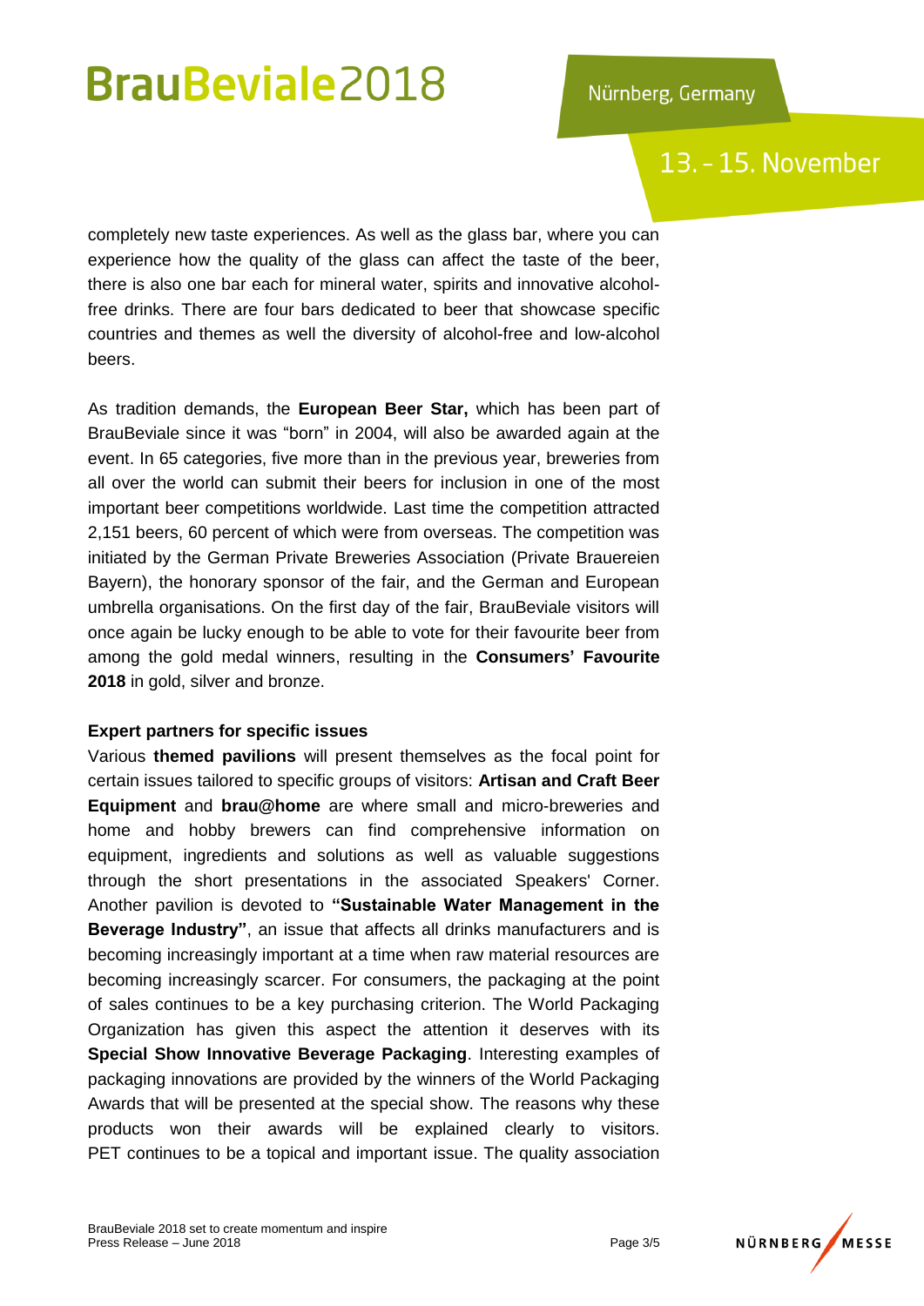completely new taste experiences. As well as the glass bar, where you can experience how the quality of the glass can affect the taste of the beer, there is also one bar each for mineral water, spirits and innovative alcohol-free drinks. There are four bars dedicated to beer that showcase specific countries and themes as well the diversity of alcohol-free and low-alcohol beers.

As tradition demands, the **European Beer Star,** which has been part of BrauBeviale since it was "born" in 2004, will also be awarded again at the event. In 65 categories, five more than in the previous year, breweries from all over the world can submit their beers for inclusion in one of the most important beer competitions worldwide. Last time the competition attracted 2,151 beers, 60 percent of which were from overseas. The competition was initiated by the German Private Breweries Association (Private Brauereien Bayern), the honorary sponsor of the fair, and the German and European umbrella organisations. On the first day of the fair, BrauBeviale visitors will once again be lucky enough to be able to vote for their favourite beer from among the gold medal winners, resulting in the **Consumers' Favourite 2018** in gold, silver and bronze.

**Expert partners for specific issues**

Various **themed pavilions** will present themselves as the focal point for certain issues tailored to specific groups of visitors: **Artisan and Craft Beer Equipment** and **brau@home** are where small and micro-breweries and home and hobby brewers can find comprehensive information on equipment, ingredients and solutions as well as valuable suggestions through the short presentations in the associated Speakers' Corner. Another pavilion is devoted to **"Sustainable Water Management in the Beverage Industry"**, an issue that affects all drinks manufacturers and is becoming increasingly important at a time when raw material resources are becoming increasingly scarcer. For consumers, the packaging at the point of sales continues to be a key purchasing criterion. The World Packaging Organization has given this aspect the attention it deserves with its **Special Show Innovative Beverage Packaging**. Interesting examples of packaging innovations are provided by the winners of the World Packaging Awards that will be presented at the special show. The reasons why these products won their awards will be explained clearly to visitors. PET continues to be a topical and important issue. The quality association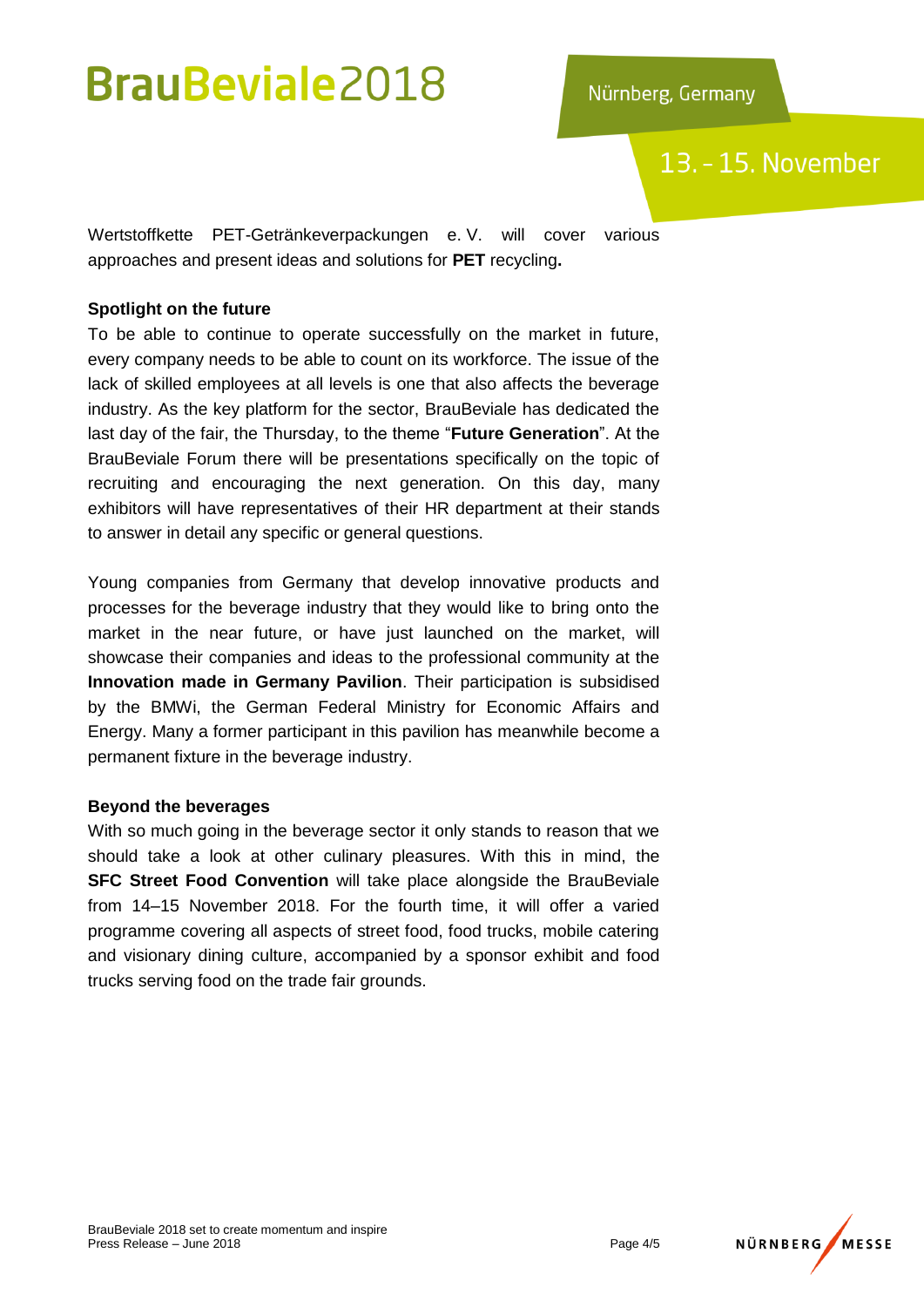Wertstoffkette PET-Getränkeverpackungen e. V. will cover various approaches and present ideas and solutions for **PET** recycling**.**

**Spotlight on the future**

To be able to continue to operate successfully on the market in future, every company needs to be able to count on its workforce. The issue of the lack of skilled employees at all levels is one that also affects the beverage industry. As the key platform for the sector, BrauBeviale has dedicated the last day of the fair, the Thursday, to the theme "**Future Generation**". At the BrauBeviale Forum there will be presentations specifically on the topic of recruiting and encouraging the next generation. On this day, many exhibitors will have representatives of their HR department at their stands to answer in detail any specific or general questions.

Young companies from Germany that develop innovative products and processes for the beverage industry that they would like to bring onto the market in the near future, or have just launched on the market, will showcase their companies and ideas to the professional community at the **Innovation made in Germany Pavilion**. Their participation is subsidised by the BMWi, the German Federal Ministry for Economic Affairs and Energy. Many a former participant in this pavilion has meanwhile become a permanent fixture in the beverage industry.

**Beyond the beverages**

With so much going in the beverage sector it only stands to reason that we should take a look at other culinary pleasures. With this in mind, the **SFC Street Food Convention** will take place alongside the BrauBeviale from 14–15 November 2018. For the fourth time, it will offer a varied programme covering all aspects of street food, food trucks, mobile catering and visionary dining culture, accompanied by a sponsor exhibit and food trucks serving food on the trade fair grounds.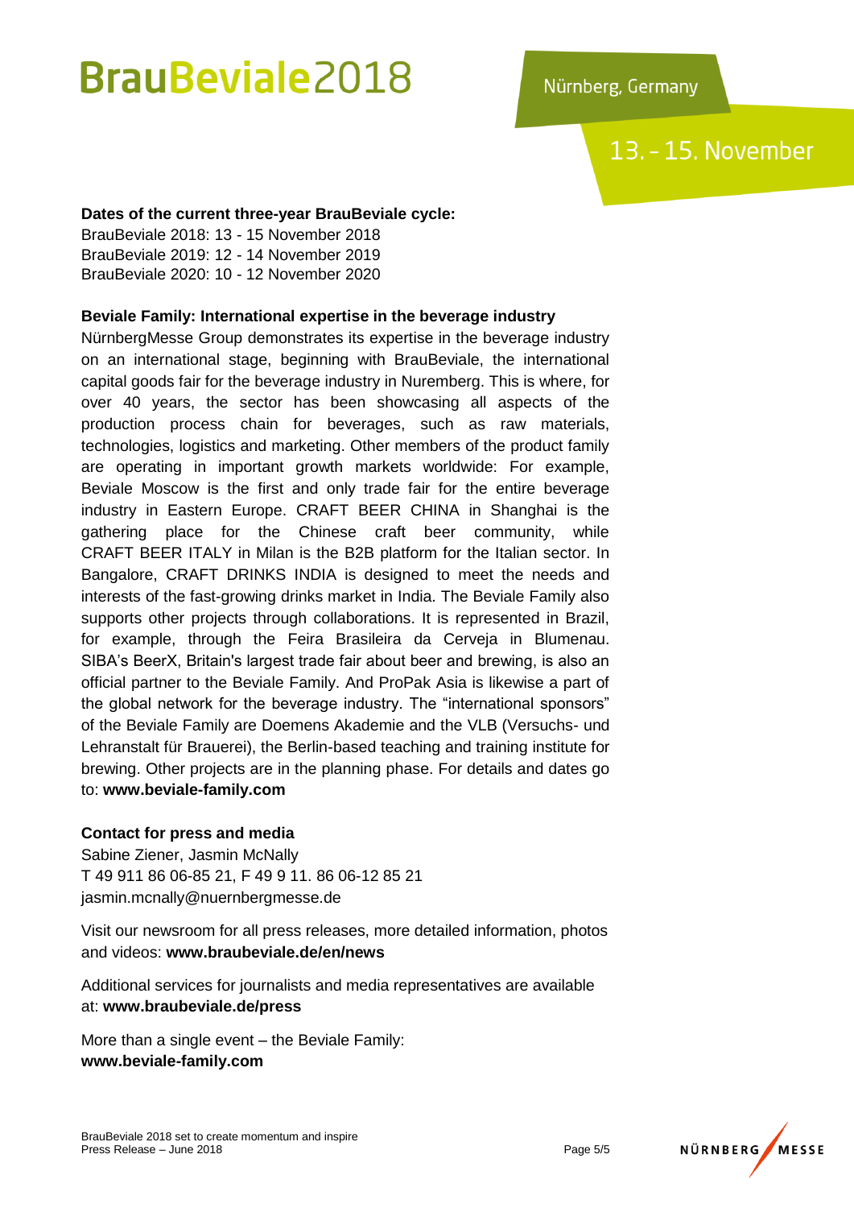**Dates of the current three-year BrauBeviale cycle:**
BrauBeviale 2018: 13 - 15 November 2018
BrauBeviale 2019: 12 - 14 November 2019
BrauBeviale 2020: 10 - 12 November 2020

**Beviale Family: International expertise in the beverage industry**

NürnbergMesse Group demonstrates its expertise in the beverage industry on an international stage, beginning with BrauBeviale, the international capital goods fair for the beverage industry in Nuremberg. This is where, for over 40 years, the sector has been showcasing all aspects of the production process chain for beverages, such as raw materials, technologies, logistics and marketing. Other members of the product family are operating in important growth markets worldwide: For example, Beviale Moscow is the first and only trade fair for the entire beverage industry in Eastern Europe. CRAFT BEER CHINA in Shanghai is the gathering place for the Chinese craft beer community, while CRAFT BEER ITALY in Milan is the B2B platform for the Italian sector. In Bangalore, CRAFT DRINKS INDIA is designed to meet the needs and interests of the fast-growing drinks market in India. The Beviale Family also supports other projects through collaborations. It is represented in Brazil, for example, through the Feira Brasileira da Cerveja in Blumenau. SIBA's BeerX, Britain's largest trade fair about beer and brewing, is also an official partner to the Beviale Family. And ProPak Asia is likewise a part of the global network for the beverage industry. The "international sponsors" of the Beviale Family are Doemens Akademie and the VLB (Versuchs- und Lehranstalt für Brauerei), the Berlin-based teaching and training institute for brewing. Other projects are in the planning phase. For details and dates go to: **www.beviale-family.com**

**Contact for press and media**

Sabine Ziener, Jasmin McNally
T 49 911 86 06-85 21, F 49 9 11. 86 06-12 85 21
jasmin.mcnally@nuernbergmesse.de

Visit our newsroom for all press releases, more detailed information, photos and videos: **www.braubeviale.de/en/news**

Additional services for journalists and media representatives are available at: **www.braubeviale.de/press**

More than a single event – the Beviale Family:
**www.beviale-family.com**